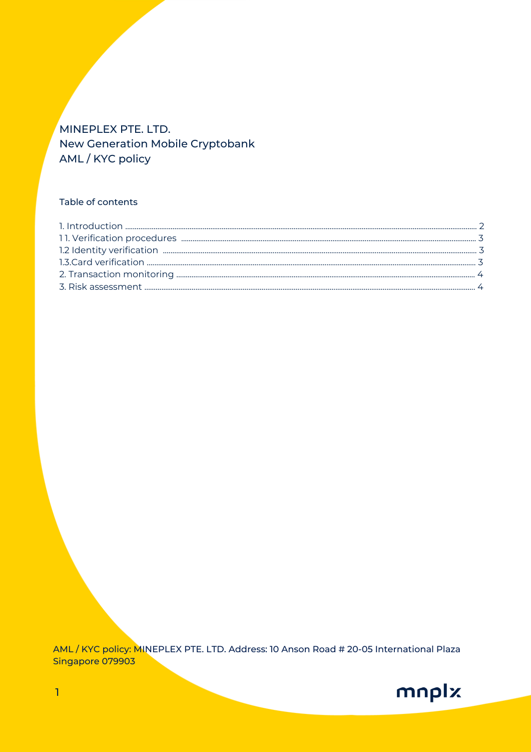# MINEPLEX PTE. LTD.
## New Generation Mobile Cryptobank
## AML / KYC policy

### Table of contents

1. Introduction ........ 2
1 1. Verification procedures ........ 3
1.2 Identity verification ........ 3
1.3.Card verification ........ 3
2. Transaction monitoring ........ 4
3. Risk assessment ........ 4

AML / KYC policy: MINEPLEX PTE. LTD. Address: 10 Anson Road # 20-05 International Plaza Singapore 079903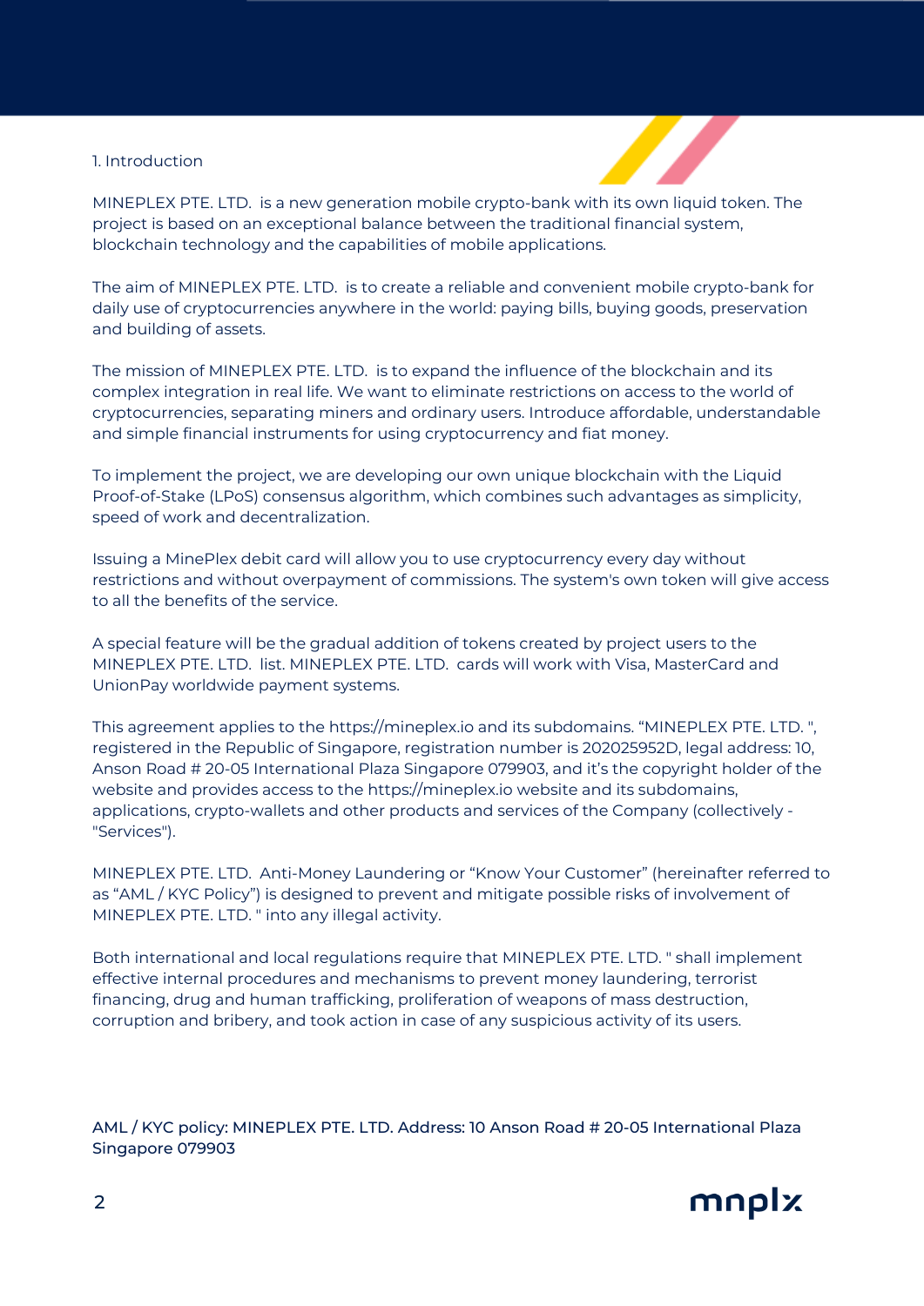## 1. Introduction

MINEPLEX PTE. LTD. is a new generation mobile crypto-bank with its own liquid token. The project is based on an exceptional balance between the traditional financial system, blockchain technology and the capabilities of mobile applications.

The aim of MINEPLEX PTE. LTD. is to create a reliable and convenient mobile crypto-bank for daily use of cryptocurrencies anywhere in the world: paying bills, buying goods, preservation and building of assets.

The mission of MINEPLEX PTE. LTD. is to expand the influence of the blockchain and its complex integration in real life. We want to eliminate restrictions on access to the world of cryptocurrencies, separating miners and ordinary users. Introduce affordable, understandable and simple financial instruments for using cryptocurrency and fiat money.

To implement the project, we are developing our own unique blockchain with the Liquid Proof-of-Stake (LPoS) consensus algorithm, which combines such advantages as simplicity, speed of work and decentralization.

Issuing a MinePlex debit card will allow you to use cryptocurrency every day without restrictions and without overpayment of commissions. The system's own token will give access to all the benefits of the service.

A special feature will be the gradual addition of tokens created by project users to the MINEPLEX PTE. LTD. list. MINEPLEX PTE. LTD. cards will work with Visa, MasterCard and UnionPay worldwide payment systems.

This agreement applies to the https://mineplex.io and its subdomains. "MINEPLEX PTE. LTD. ", registered in the Republic of Singapore, registration number is 202025952D, legal address: 10, Anson Road # 20-05 International Plaza Singapore 079903, and it's the copyright holder of the website and provides access to the https://mineplex.io website and its subdomains, applications, crypto-wallets and other products and services of the Company (collectively - "Services").

MINEPLEX PTE. LTD. Anti-Money Laundering or "Know Your Customer" (hereinafter referred to as "AML / KYC Policy") is designed to prevent and mitigate possible risks of involvement of MINEPLEX PTE. LTD. " into any illegal activity.

Both international and local regulations require that MINEPLEX PTE. LTD. " shall implement effective internal procedures and mechanisms to prevent money laundering, terrorist financing, drug and human trafficking, proliferation of weapons of mass destruction, corruption and bribery, and took action in case of any suspicious activity of its users.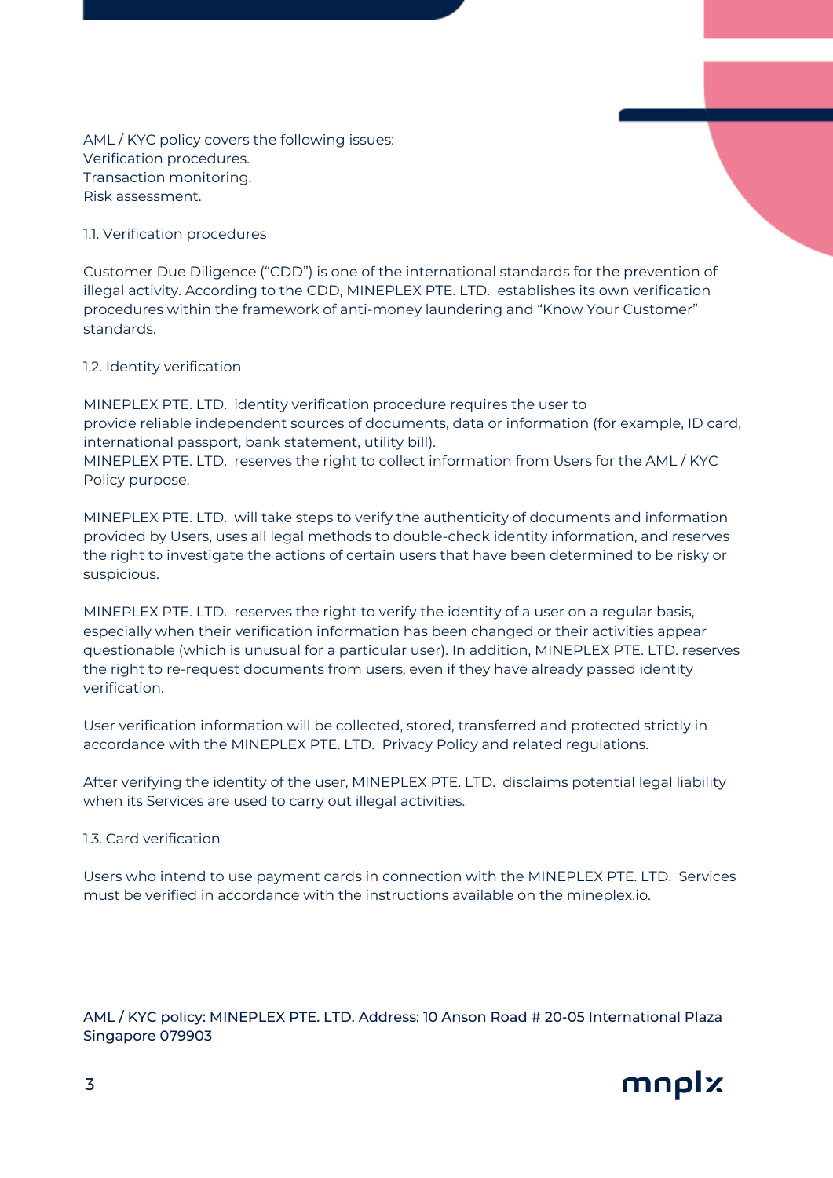AML / KYC policy covers the following issues:
Verification procedures.
Transaction monitoring.
Risk assessment.

## 1.1. Verification procedures

Customer Due Diligence (“CDD”) is one of the international standards for the prevention of illegal activity. According to the CDD, MINEPLEX PTE. LTD. establishes its own verification procedures within the framework of anti-money laundering and “Know Your Customer” standards.

## 1.2. Identity verification

MINEPLEX PTE. LTD. identity verification procedure requires the user to provide reliable independent sources of documents, data or information (for example, ID card, international passport, bank statement, utility bill).
MINEPLEX PTE. LTD. reserves the right to collect information from Users for the AML / KYC Policy purpose.

MINEPLEX PTE. LTD. will take steps to verify the authenticity of documents and information provided by Users, uses all legal methods to double-check identity information, and reserves the right to investigate the actions of certain users that have been determined to be risky or suspicious.

MINEPLEX PTE. LTD. reserves the right to verify the identity of a user on a regular basis, especially when their verification information has been changed or their activities appear questionable (which is unusual for a particular user). In addition, MINEPLEX PTE. LTD. reserves the right to re-request documents from users, even if they have already passed identity verification.

User verification information will be collected, stored, transferred and protected strictly in accordance with the MINEPLEX PTE. LTD. Privacy Policy and related regulations.

After verifying the identity of the user, MINEPLEX PTE. LTD. disclaims potential legal liability when its Services are used to carry out illegal activities.

## 1.3. Card verification

Users who intend to use payment cards in connection with the MINEPLEX PTE. LTD. Services must be verified in accordance with the instructions available on the mineplex.io.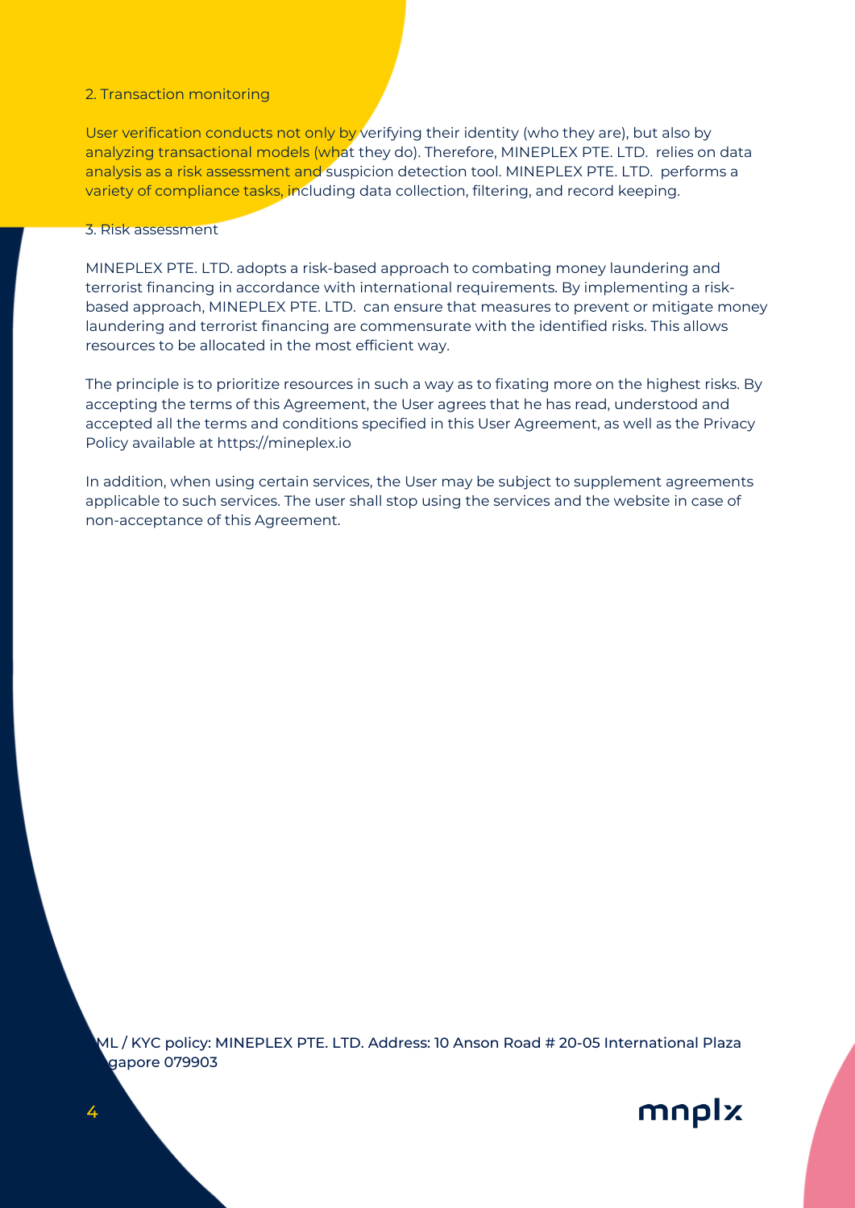2. Transaction monitoring

User verification conducts not only by verifying their identity (who they are), but also by analyzing transactional models (what they do). Therefore, MINEPLEX PTE. LTD. relies on data analysis as a risk assessment and suspicion detection tool. MINEPLEX PTE. LTD. performs a variety of compliance tasks, including data collection, filtering, and record keeping.

3. Risk assessment

MINEPLEX PTE. LTD. adopts a risk-based approach to combating money laundering and terrorist financing in accordance with international requirements. By implementing a risk-based approach, MINEPLEX PTE. LTD. can ensure that measures to prevent or mitigate money laundering and terrorist financing are commensurate with the identified risks. This allows resources to be allocated in the most efficient way.

The principle is to prioritize resources in such a way as to fixating more on the highest risks. By accepting the terms of this Agreement, the User agrees that he has read, understood and accepted all the terms and conditions specified in this User Agreement, as well as the Privacy Policy available at https://mineplex.io

In addition, when using certain services, the User may be subject to supplement agreements applicable to such services. The user shall stop using the services and the website in case of non-acceptance of this Agreement.